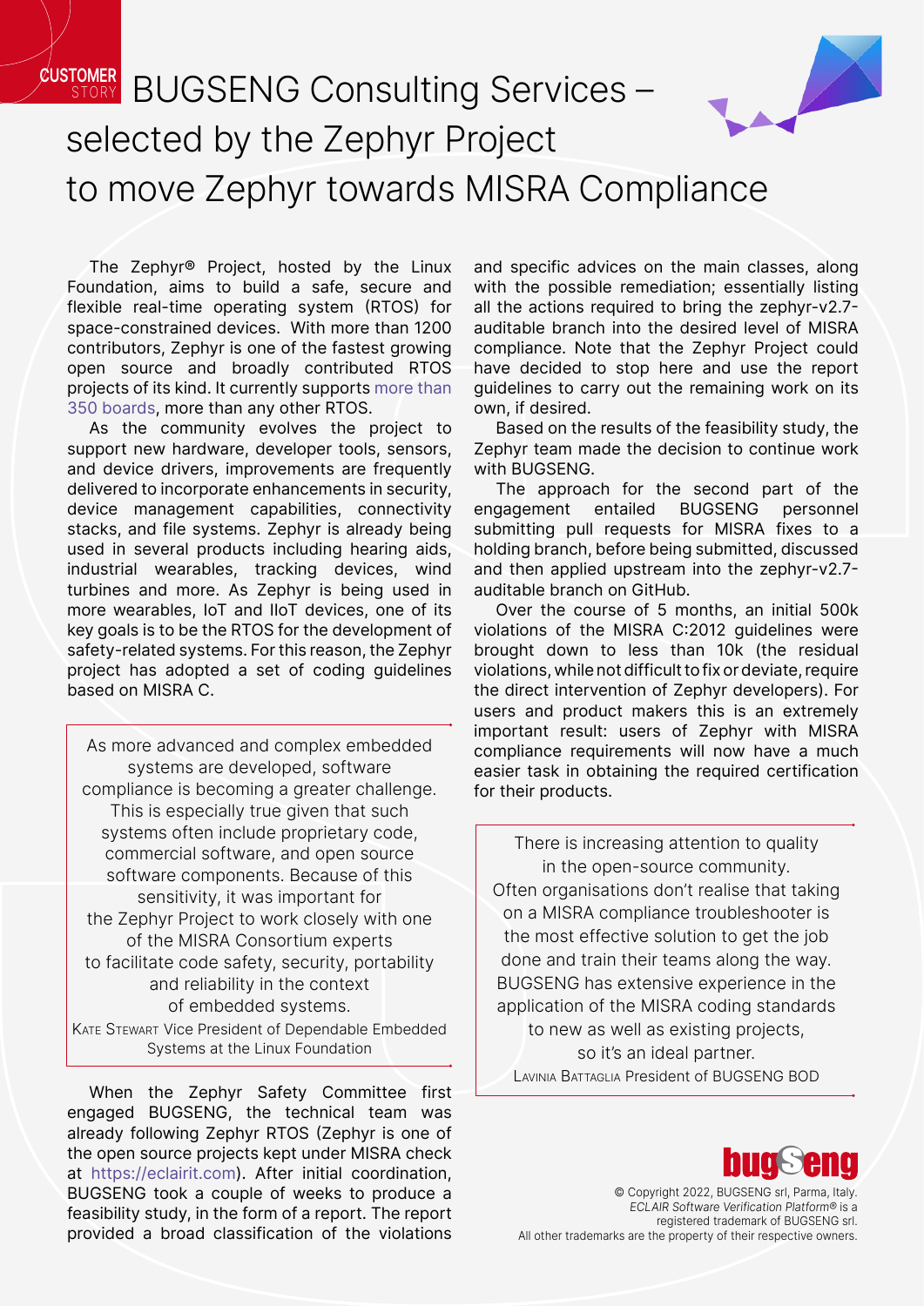CUSTOMER STORY

# BUGSENG Consulting Services – selected by the Zephyr Project to move Zephyr towards MISRA Compliance

The Zephyr® Project, hosted by the Linux Foundation, aims to build a safe, secure and flexible real-time operating system (RTOS) for space-constrained devices. With more than 1200 contributors, Zephyr is one of the fastest growing open source and broadly contributed RTOS projects of its kind. It currently supports more than 350 boards, more than any other RTOS.

As the community evolves the project to support new hardware, developer tools, sensors, and device drivers, improvements are frequently delivered to incorporate enhancements in security, device management capabilities, connectivity stacks, and file systems. Zephyr is already being used in several products including hearing aids, industrial wearables, tracking devices, wind turbines and more. As Zephyr is being used in more wearables, IoT and IIoT devices, one of its key goals is to be the RTOS for the development of safety-related systems. For this reason, the Zephyr project has adopted a set of coding guidelines based on MISRA C.

> As more advanced and complex embedded systems are developed, software compliance is becoming a greater challenge. This is especially true given that such systems often include proprietary code, commercial software, and open source software components. Because of this sensitivity, it was important for the Zephyr Project to work closely with one of the MISRA Consortium experts to facilitate code safety, security, portability and reliability in the context of embedded systems.
>
> Kate Stewart Vice President of Dependable Embedded Systems at the Linux Foundation

When the Zephyr Safety Committee first engaged BUGSENG, the technical team was already following Zephyr RTOS (Zephyr is one of the open source projects kept under MISRA check at https://eclairit.com). After initial coordination, BUGSENG took a couple of weeks to produce a feasibility study, in the form of a report. The report provided a broad classification of the violations and specific advices on the main classes, along with the possible remediation; essentially listing all the actions required to bring the zephyr-v2.7-auditable branch into the desired level of MISRA compliance. Note that the Zephyr Project could have decided to stop here and use the report guidelines to carry out the remaining work on its own, if desired.

Based on the results of the feasibility study, the Zephyr team made the decision to continue work with BUGSENG.

The approach for the second part of the engagement entailed BUGSENG personnel submitting pull requests for MISRA fixes to a holding branch, before being submitted, discussed and then applied upstream into the zephyr-v2.7-auditable branch on GitHub.

Over the course of 5 months, an initial 500k violations of the MISRA C:2012 guidelines were brought down to less than 10k (the residual violations, while not difficult to fix or deviate, require the direct intervention of Zephyr developers). For users and product makers this is an extremely important result: users of Zephyr with MISRA compliance requirements will now have a much easier task in obtaining the required certification for their products.

> There is increasing attention to quality in the open-source community. Often organisations don't realise that taking on a MISRA compliance troubleshooter is the most effective solution to get the job done and train their teams along the way. BUGSENG has extensive experience in the application of the MISRA coding standards to new as well as existing projects, so it's an ideal partner.
>
> Lavinia Battaglia President of BUGSENG BOD

bugseng

© Copyright 2022, BUGSENG srl, Parma, Italy.
*ECLAIR Software Verification Platform®* is a registered trademark of BUGSENG srl.
All other trademarks are the property of their respective owners.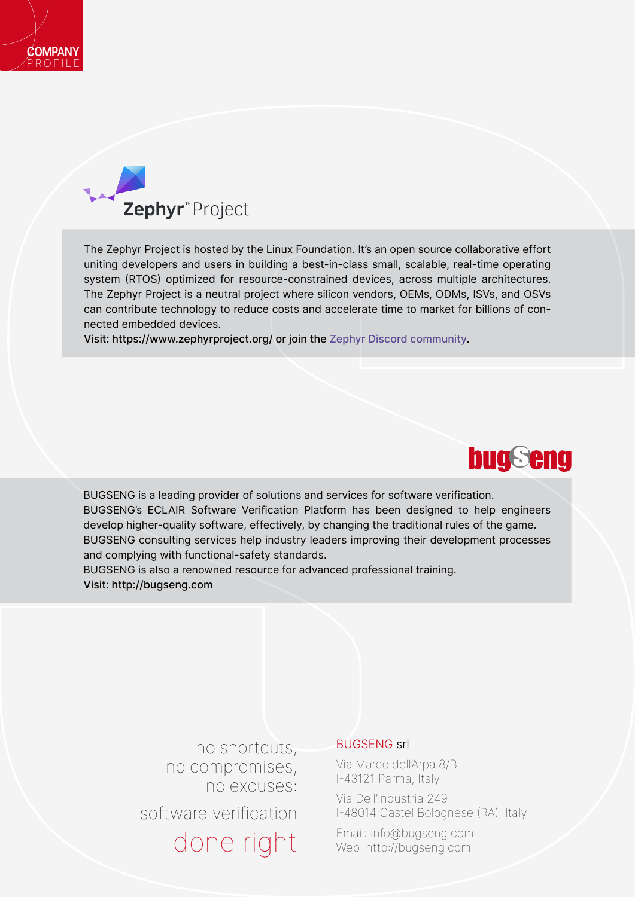COMPANY PROFILE

## Zephyr™ Project

The Zephyr Project is hosted by the Linux Foundation. It's an open source collaborative effort uniting developers and users in building a best-in-class small, scalable, real-time operating system (RTOS) optimized for resource-constrained devices, across multiple architectures. The Zephyr Project is a neutral project where silicon vendors, OEMs, ODMs, ISVs, and OSVs can contribute technology to reduce costs and accelerate time to market for billions of connected embedded devices.
Visit: https://www.zephyrproject.org/ or join the Zephyr Discord community.

## bugseng

BUGSENG is a leading provider of solutions and services for software verification.
BUGSENG's ECLAIR Software Verification Platform has been designed to help engineers develop higher-quality software, effectively, by changing the traditional rules of the game.
BUGSENG consulting services help industry leaders improving their development processes and complying with functional-safety standards.
BUGSENG is also a renowned resource for advanced professional training.
Visit: http://bugseng.com

no shortcuts,
no compromises,
no excuses:

software verification
done right

**BUGSENG srl**

Via Marco dell'Arpa 8/B
I-43121 Parma, Italy

Via Dell'Industria 249
I-48014 Castel Bolognese (RA), Italy

Email: info@bugseng.com
Web: http://bugseng.com